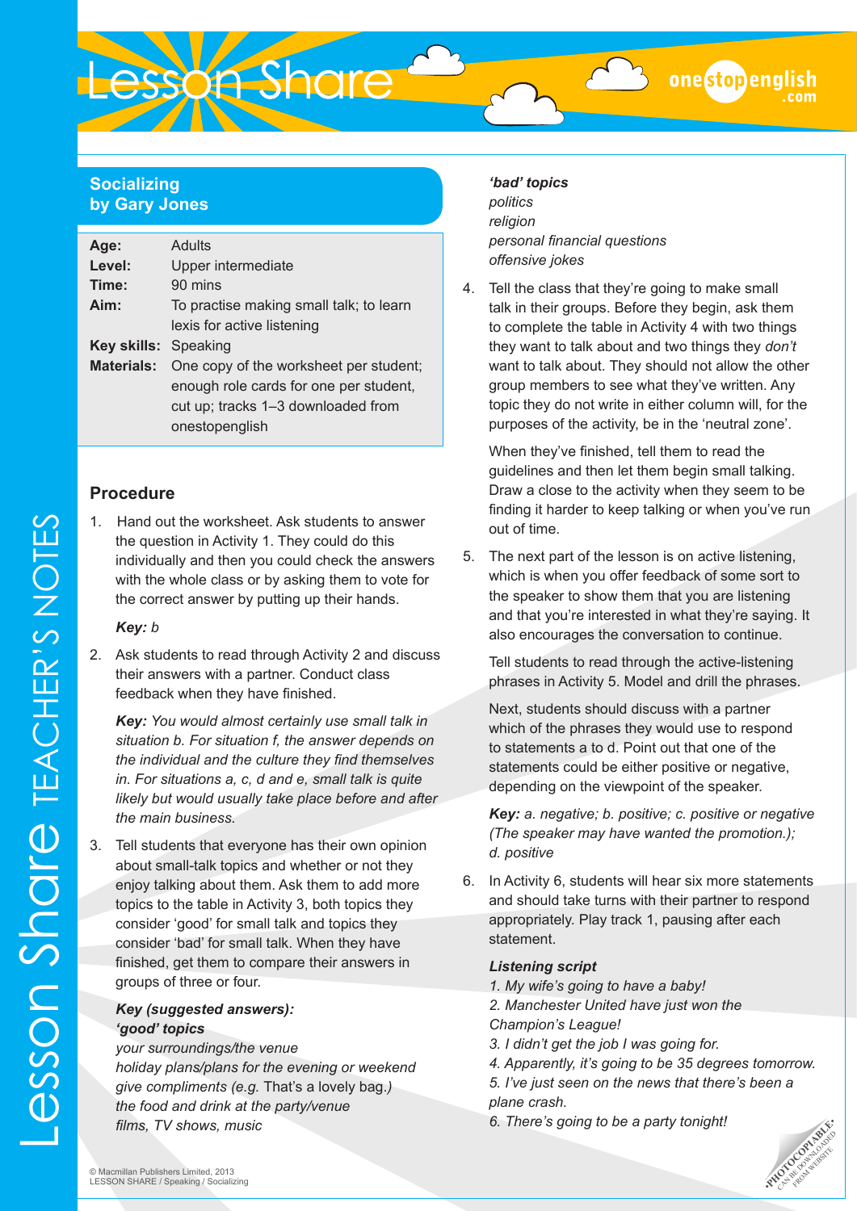## Socializing
## by Gary Jones

| | |
|---|---|
| **Age:** | Adults |
| **Level:** | Upper intermediate |
| **Time:** | 90 mins |
| **Aim:** | To practise making small talk; to learn lexis for active listening |
| **Key skills:** | Speaking |
| **Materials:** | One copy of the worksheet per student; enough role cards for one per student, cut up; tracks 1–3 downloaded from onestopenglish |

## Procedure

1. Hand out the worksheet. Ask students to answer the question in Activity 1. They could do this individually and then you could check the answers with the whole class or by asking them to vote for the correct answer by putting up their hands.

   ***Key:*** *b*

2. Ask students to read through Activity 2 and discuss their answers with a partner. Conduct class feedback when they have finished.

   ***Key:*** *You would almost certainly use small talk in situation b. For situation f, the answer depends on the individual and the culture they find themselves in. For situations a, c, d and e, small talk is quite likely but would usually take place before and after the main business.*

3. Tell students that everyone has their own opinion about small-talk topics and whether or not they enjoy talking about them. Ask them to add more topics to the table in Activity 3, both topics they consider 'good' for small talk and topics they consider 'bad' for small talk. When they have finished, get them to compare their answers in groups of three or four.

   ***Key (suggested answers):***
   ***'good' topics***
   *your surroundings/the venue*
   *holiday plans/plans for the evening or weekend*
   *give compliments (e.g.* That's a lovely bag.*)*
   *the food and drink at the party/venue*
   *films, TV shows, music*

   ***'bad' topics***
   *politics*
   *religion*
   *personal financial questions*
   *offensive jokes*

4. Tell the class that they're going to make small talk in their groups. Before they begin, ask them to complete the table in Activity 4 with two things they want to talk about and two things they *don't* want to talk about. They should not allow the other group members to see what they've written. Any topic they do not write in either column will, for the purposes of the activity, be in the 'neutral zone'.

   When they've finished, tell them to read the guidelines and then let them begin small talking. Draw a close to the activity when they seem to be finding it harder to keep talking or when you've run out of time.

5. The next part of the lesson is on active listening, which is when you offer feedback of some sort to the speaker to show them that you are listening and that you're interested in what they're saying. It also encourages the conversation to continue.

   Tell students to read through the active-listening phrases in Activity 5. Model and drill the phrases.

   Next, students should discuss with a partner which of the phrases they would use to respond to statements a to d. Point out that one of the statements could be either positive or negative, depending on the viewpoint of the speaker.

   ***Key:*** *a. negative; b. positive; c. positive or negative (The speaker may have wanted the promotion.); d. positive*

6. In Activity 6, students will hear six more statements and should take turns with their partner to respond appropriately. Play track 1, pausing after each statement.

   ***Listening script***
   *1. My wife's going to have a baby!*
   *2. Manchester United have just won the Champion's League!*
   *3. I didn't get the job I was going for.*
   *4. Apparently, it's going to be 35 degrees tomorrow.*
   *5. I've just seen on the news that there's been a plane crash.*
   *6. There's going to be a party tonight!*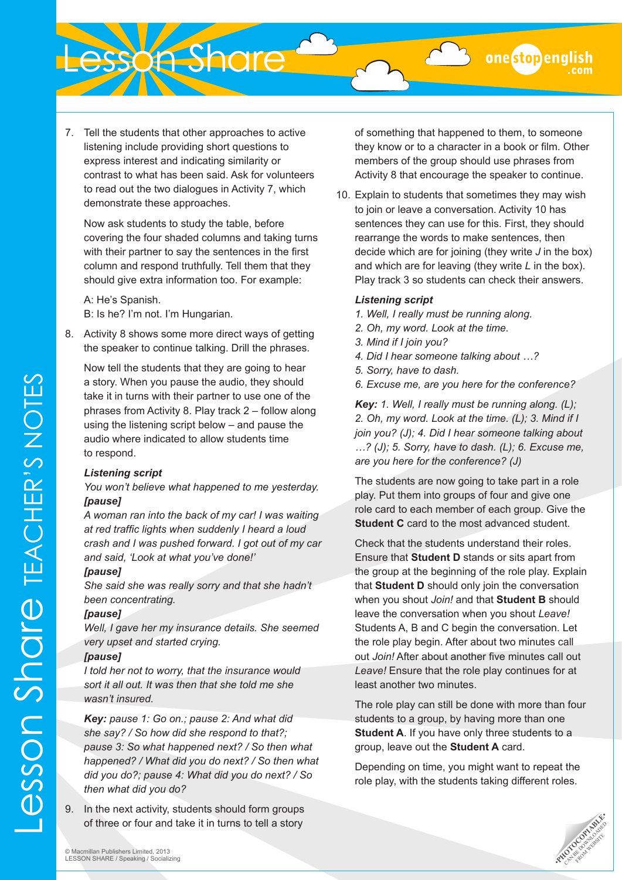7. Tell the students that other approaches to active listening include providing short questions to express interest and indicating similarity or contrast to what has been said. Ask for volunteers to read out the two dialogues in Activity 7, which demonstrate these approaches.

   Now ask students to study the table, before covering the four shaded columns and taking turns with their partner to say the sentences in the first column and respond truthfully. Tell them that they should give extra information too. For example:

   A: He's Spanish.
   B: Is he? I'm not. I'm Hungarian.

8. Activity 8 shows some more direct ways of getting the speaker to continue talking. Drill the phrases.

   Now tell the students that they are going to hear a story. When you pause the audio, they should take it in turns with their partner to use one of the phrases from Activity 8. Play track 2 – follow along using the listening script below – and pause the audio where indicated to allow students time to respond.

   ***Listening script***
   *You won't believe what happened to me yesterday.*
   ***[pause]***
   *A woman ran into the back of my car! I was waiting at red traffic lights when suddenly I heard a loud crash and I was pushed forward. I got out of my car and said, 'Look at what you've done!'*
   ***[pause]***
   *She said she was really sorry and that she hadn't been concentrating.*
   ***[pause]***
   *Well, I gave her my insurance details. She seemed very upset and started crying.*
   ***[pause]***
   *I told her not to worry, that the insurance would sort it all out. It was then that she told me she wasn't insured.*

   ***Key:*** *pause 1: Go on.; pause 2: And what did she say? / So how did she respond to that?; pause 3: So what happened next? / So then what happened? / What did you do next? / So then what did you do?; pause 4: What did you do next? / So then what did you do?*

9. In the next activity, students should form groups of three or four and take it in turns to tell a story of something that happened to them, to someone they know or to a character in a book or film. Other members of the group should use phrases from Activity 8 that encourage the speaker to continue.

10. Explain to students that sometimes they may wish to join or leave a conversation. Activity 10 has sentences they can use for this. First, they should rearrange the words to make sentences, then decide which are for joining (they write *J* in the box) and which are for leaving (they write *L* in the box). Play track 3 so students can check their answers.

    ***Listening script***
    *1. Well, I really must be running along.*
    *2. Oh, my word. Look at the time.*
    *3. Mind if I join you?*
    *4. Did I hear someone talking about …?*
    *5. Sorry, have to dash.*
    *6. Excuse me, are you here for the conference?*

    ***Key:*** *1. Well, I really must be running along. (L); 2. Oh, my word. Look at the time. (L); 3. Mind if I join you? (J); 4. Did I hear someone talking about …? (J); 5. Sorry, have to dash. (L); 6. Excuse me, are you here for the conference? (J)*

    The students are now going to take part in a role play. Put them into groups of four and give one role card to each member of each group. Give the **Student C** card to the most advanced student.

    Check that the students understand their roles. Ensure that **Student D** stands or sits apart from the group at the beginning of the role play. Explain that **Student D** should only join the conversation when you shout *Join!* and that **Student B** should leave the conversation when you shout *Leave!* Students A, B and C begin the conversation. Let the role play begin. After about two minutes call out *Join!* After about another five minutes call out *Leave!* Ensure that the role play continues for at least another two minutes.

    The role play can still be done with more than four students to a group, by having more than one **Student A**. If you have only three students to a group, leave out the **Student A** card.

    Depending on time, you might want to repeat the role play, with the students taking different roles.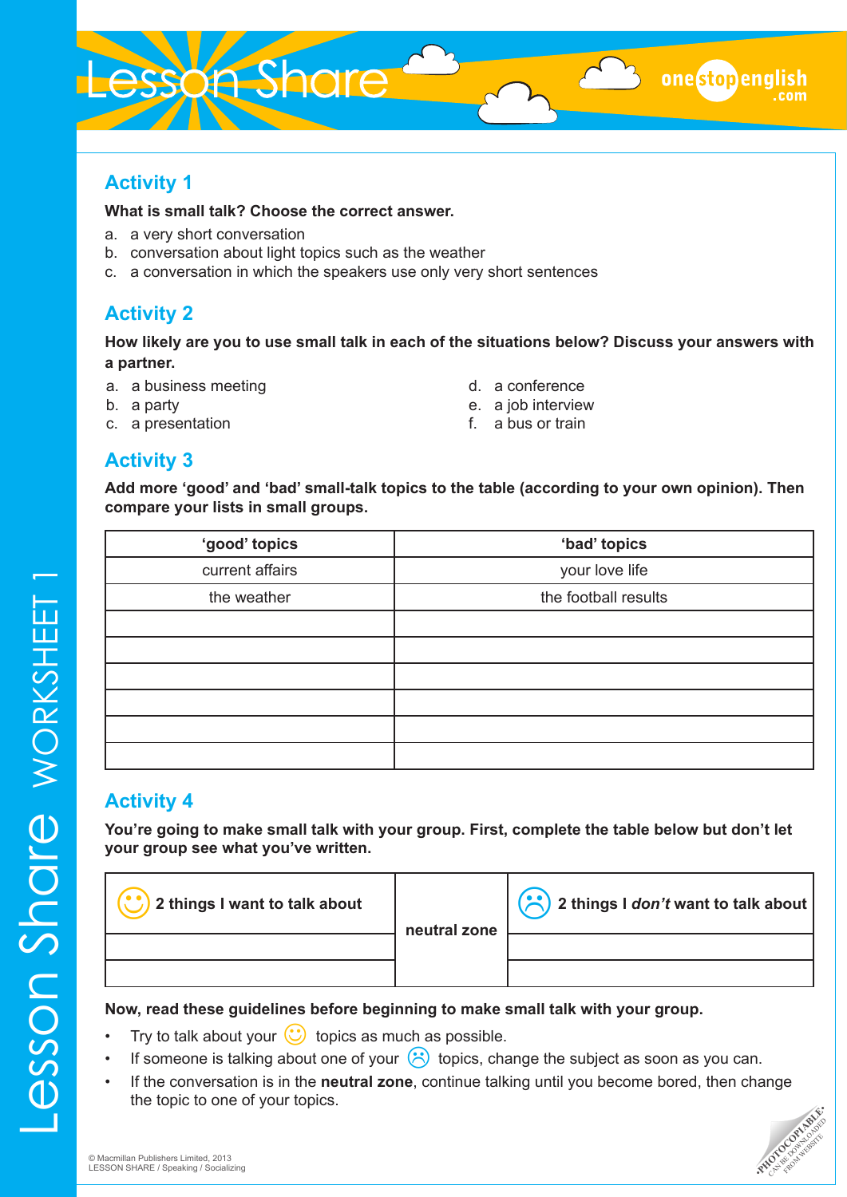## Activity 1

**What is small talk? Choose the correct answer.**

a. a very short conversation
b. conversation about light topics such as the weather
c. a conversation in which the speakers use only very short sentences

## Activity 2

**How likely are you to use small talk in each of the situations below? Discuss your answers with a partner.**

a. a business meeting
b. a party
c. a presentation
d. a conference
e. a job interview
f. a bus or train

## Activity 3

**Add more 'good' and 'bad' small-talk topics to the table (according to your own opinion). Then compare your lists in small groups.**

| 'good' topics | 'bad' topics |
|---|---|
| current affairs | your love life |
| the weather | the football results |
| | |
| | |
| | |
| | |
| | |
| | |

## Activity 4

**You're going to make small talk with your group. First, complete the table below but don't let your group see what you've written.**

| 🙂 2 things I want to talk about | neutral zone | ☹ 2 things I *don't* want to talk about |
|---|---|---|
| | | |
| | | |

**Now, read these guidelines before beginning to make small talk with your group.**

- Try to talk about your 🙂 topics as much as possible.
- If someone is talking about one of your ☹ topics, change the subject as soon as you can.
- If the conversation is in the **neutral zone**, continue talking until you become bored, then change the topic to one of your topics.

© Macmillan Publishers Limited, 2013
LESSON SHARE / Speaking / Socializing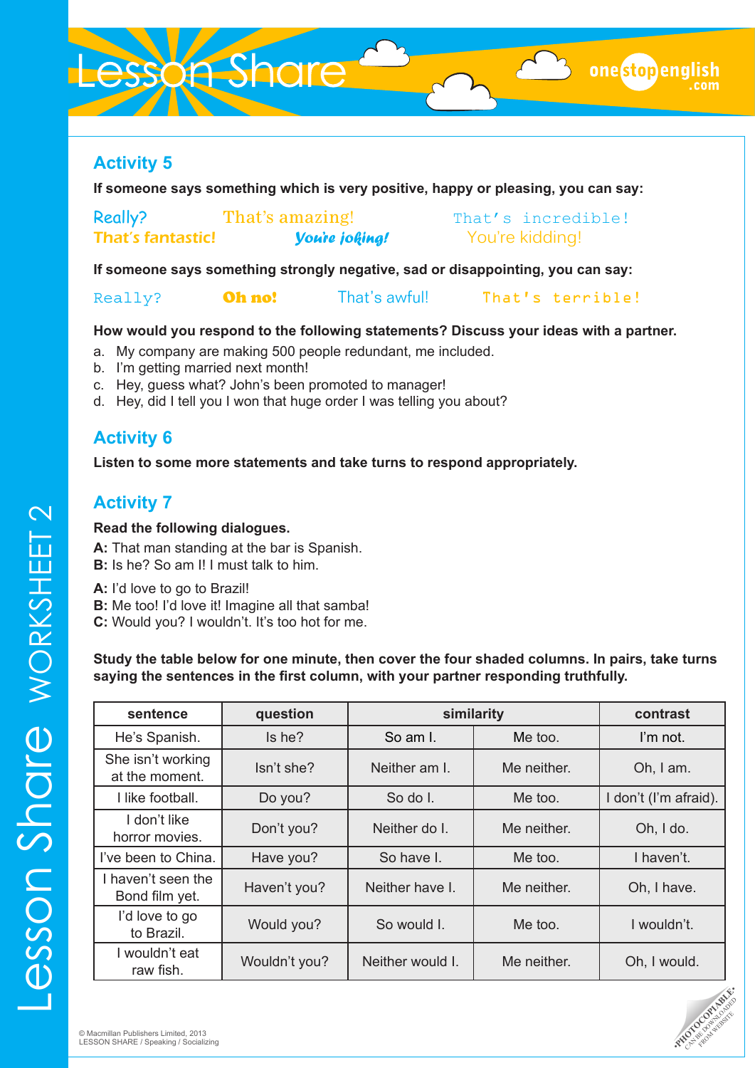## Activity 5

**If someone says something which is very positive, happy or pleasing, you can say:**

Really? That's amazing! That's incredible!
That's fantastic! You're joking! You're kidding!

**If someone says something strongly negative, sad or disappointing, you can say:**

Really? Oh no! That's awful! That's terrible!

**How would you respond to the following statements? Discuss your ideas with a partner.**

a. My company are making 500 people redundant, me included.
b. I'm getting married next month!
c. Hey, guess what? John's been promoted to manager!
d. Hey, did I tell you I won that huge order I was telling you about?

## Activity 6

**Listen to some more statements and take turns to respond appropriately.**

## Activity 7

**Read the following dialogues.**

**A:** That man standing at the bar is Spanish.
**B:** Is he? So am I! I must talk to him.

**A:** I'd love to go to Brazil!
**B:** Me too! I'd love it! Imagine all that samba!
**C:** Would you? I wouldn't. It's too hot for me.

**Study the table below for one minute, then cover the four shaded columns. In pairs, take turns saying the sentences in the first column, with your partner responding truthfully.**

| sentence | question | similarity | | contrast |
|---|---|---|---|---|
| He's Spanish. | Is he? | So am I. | Me too. | I'm not. |
| She isn't working at the moment. | Isn't she? | Neither am I. | Me neither. | Oh, I am. |
| I like football. | Do you? | So do I. | Me too. | I don't (I'm afraid). |
| I don't like horror movies. | Don't you? | Neither do I. | Me neither. | Oh, I do. |
| I've been to China. | Have you? | So have I. | Me too. | I haven't. |
| I haven't seen the Bond film yet. | Haven't you? | Neither have I. | Me neither. | Oh, I have. |
| I'd love to go to Brazil. | Would you? | So would I. | Me too. | I wouldn't. |
| I wouldn't eat raw fish. | Wouldn't you? | Neither would I. | Me neither. | Oh, I would. |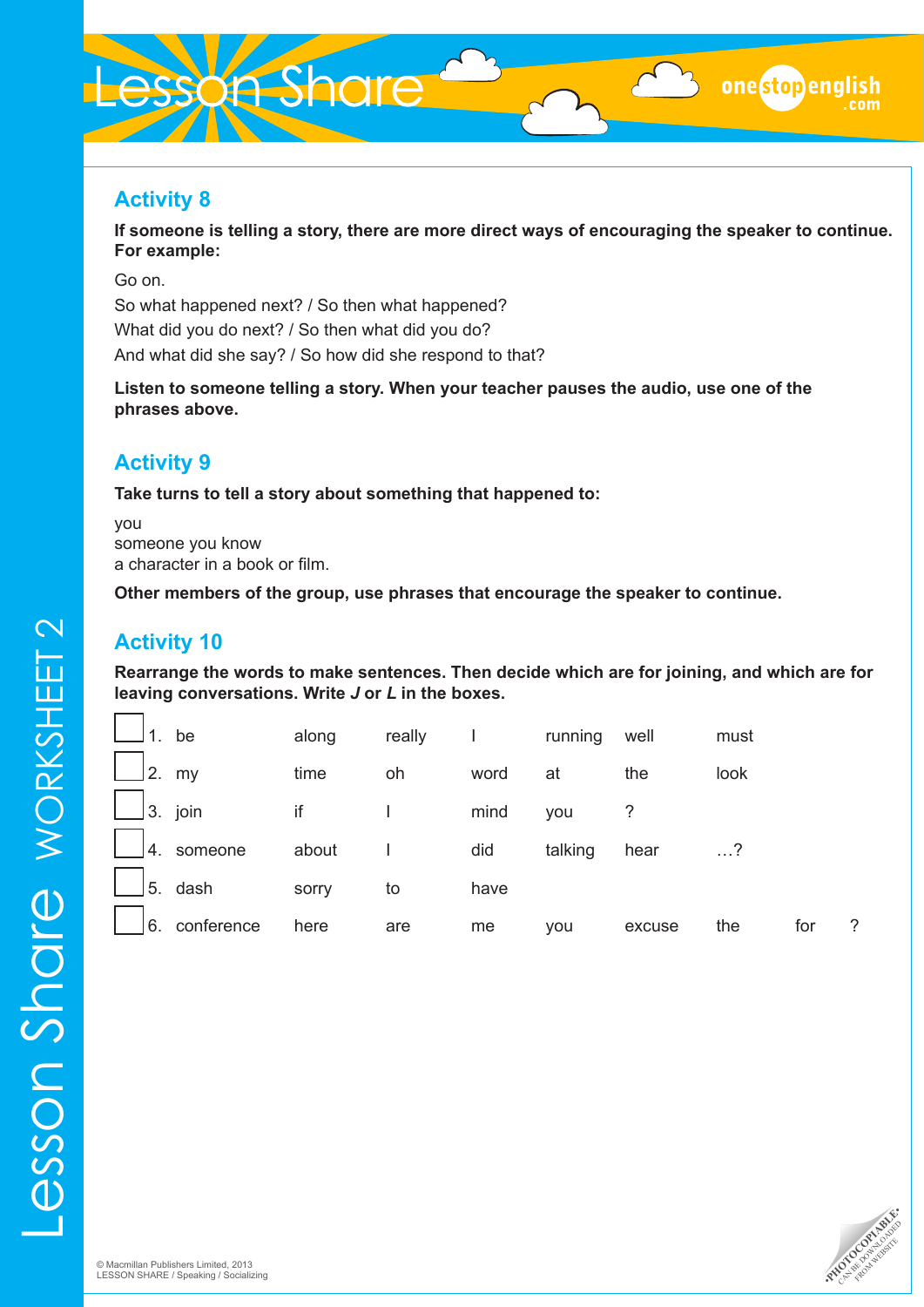## Activity 8

**If someone is telling a story, there are more direct ways of encouraging the speaker to continue. For example:**

Go on.
So what happened next? / So then what happened?
What did you do next? / So then what did you do?
And what did she say? / So how did she respond to that?

**Listen to someone telling a story. When your teacher pauses the audio, use one of the phrases above.**

## Activity 9

**Take turns to tell a story about something that happened to:**

you
someone you know
a character in a book or film.

**Other members of the group, use phrases that encourage the speaker to continue.**

## Activity 10

**Rearrange the words to make sentences. Then decide which are for joining, and which are for leaving conversations. Write *J* or *L* in the boxes.**

| | | | | | | | | | |
|---|---|---|---|---|---|---|---|---|---|
| ☐ | 1. be | along | really | I | running | well | must | | |
| ☐ | 2. my | time | oh | word | at | the | look | | |
| ☐ | 3. join | if | I | mind | you | ? | | | |
| ☐ | 4. someone | about | I | did | talking | hear | …? | | |
| ☐ | 5. dash | sorry | to | have | | | | | |
| ☐ | 6. conference | here | are | me | you | excuse | the | for | ? |

© Macmillan Publishers Limited, 2013
LESSON SHARE / Speaking / Socializing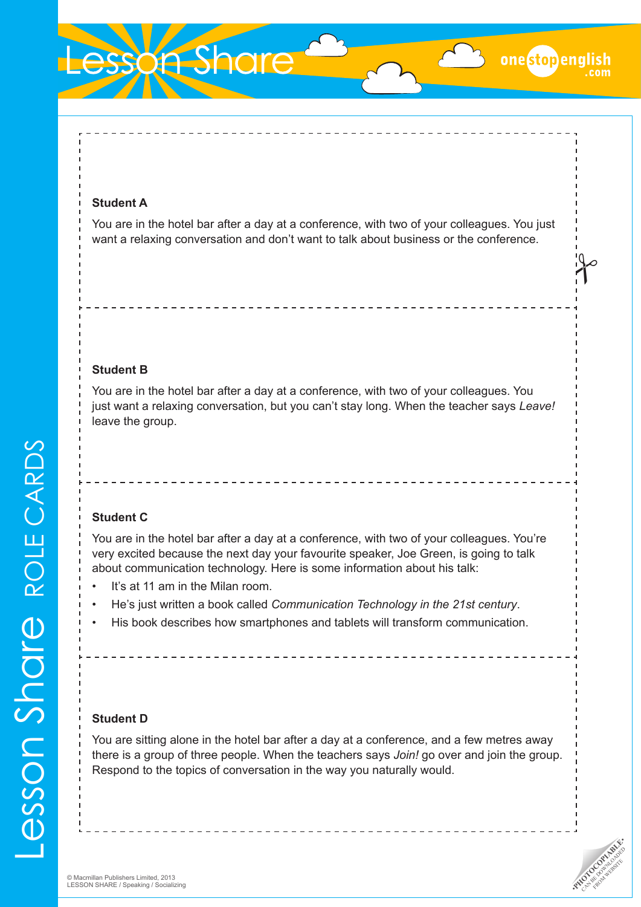**Student A**

You are in the hotel bar after a day at a conference, with two of your colleagues. You just want a relaxing conversation and don't want to talk about business or the conference.

**Student B**

You are in the hotel bar after a day at a conference, with two of your colleagues. You just want a relaxing conversation, but you can't stay long. When the teacher says *Leave!* leave the group.

**Student C**

You are in the hotel bar after a day at a conference, with two of your colleagues. You're very excited because the next day your favourite speaker, Joe Green, is going to talk about communication technology. Here is some information about his talk:

- It's at 11 am in the Milan room.
- He's just written a book called *Communication Technology in the 21st century*.
- His book describes how smartphones and tablets will transform communication.

**Student D**

You are sitting alone in the hotel bar after a day at a conference, and a few metres away there is a group of three people. When the teachers says *Join!* go over and join the group. Respond to the topics of conversation in the way you naturally would.